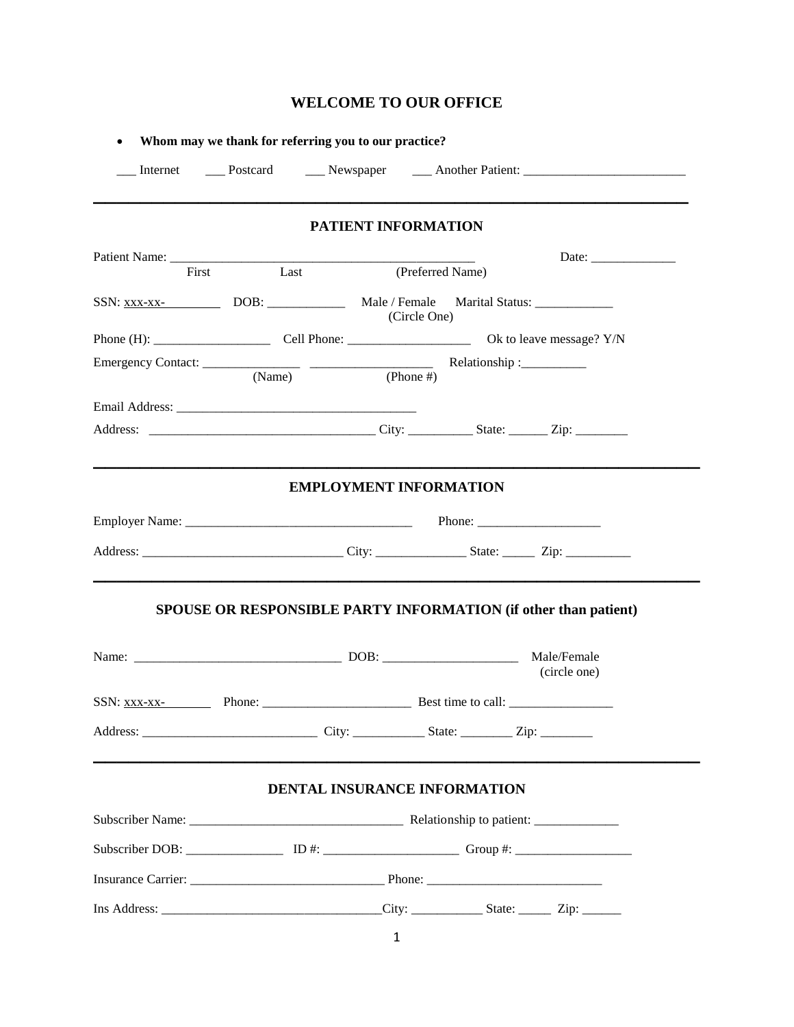## WELCOME TO OUR OFFICE

- **Whom may we thank for referring you to our practice?**

___ Internet ___ Postcard ___ Newspaper ___ Another Patient: ________________________

---

## PATIENT INFORMATION

Patient Name: _______________________________________________ Date: _____________
First Last (Preferred Name)

SSN: xxx-xx-________ DOB: ____________ Male / Female (Circle One) Marital Status: ____________

Phone (H): __________________ Cell Phone: ___________________ Ok to leave message? Y/N

Emergency Contact: _______________ (Name) ___________________ (Phone #) Relationship :__________

Email Address: _____________________________________

Address: ___________________________________ City: __________ State: ______ Zip: ________

---

## EMPLOYMENT INFORMATION

Employer Name: ___________________________________ Phone: ___________________

Address: _______________________________ City: ______________ State: _____ Zip: __________

---

## SPOUSE OR RESPONSIBLE PARTY INFORMATION (if other than patient)

Name: _______________________________ DOB: _____________________ Male/Female (circle one)

SSN: xxx-xx-________ Phone: _______________________ Best time to call: ________________

Address: ___________________________ City: ___________ State: ________ Zip: ________

---

## DENTAL INSURANCE INFORMATION

Subscriber Name: _________________________________ Relationship to patient: _____________

Subscriber DOB: _______________ ID #: _____________________ Group #: __________________

Insurance Carrier: ______________________________ Phone: ___________________________

Ins Address: __________________________________City: ___________ State: _____ Zip: ______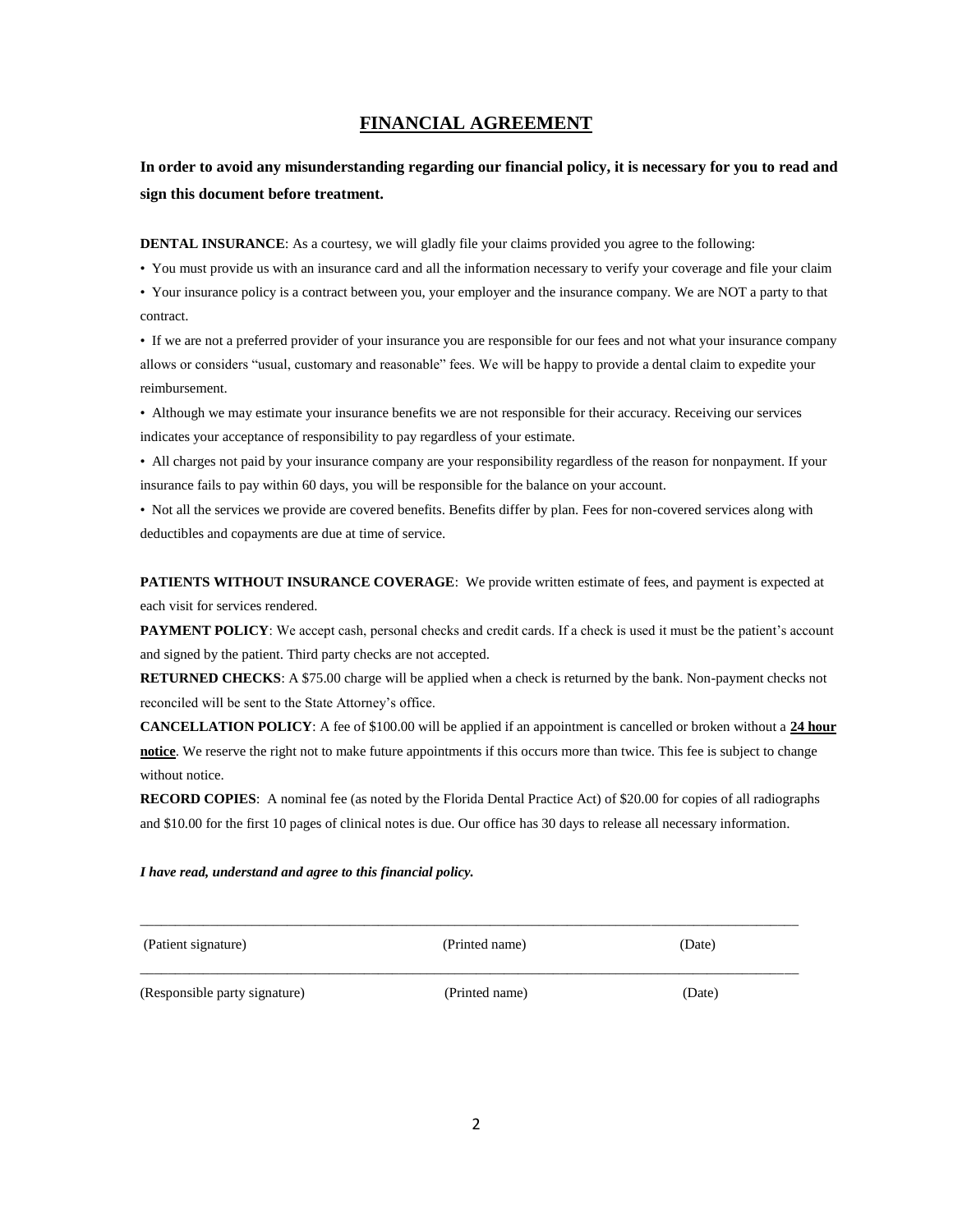# FINANCIAL AGREEMENT

**In order to avoid any misunderstanding regarding our financial policy, it is necessary for you to read and sign this document before treatment.**

**DENTAL INSURANCE**: As a courtesy, we will gladly file your claims provided you agree to the following:

- You must provide us with an insurance card and all the information necessary to verify your coverage and file your claim
- Your insurance policy is a contract between you, your employer and the insurance company. We are NOT a party to that contract.
- If we are not a preferred provider of your insurance you are responsible for our fees and not what your insurance company allows or considers "usual, customary and reasonable" fees. We will be happy to provide a dental claim to expedite your reimbursement.
- Although we may estimate your insurance benefits we are not responsible for their accuracy. Receiving our services indicates your acceptance of responsibility to pay regardless of your estimate.
- All charges not paid by your insurance company are your responsibility regardless of the reason for nonpayment. If your insurance fails to pay within 60 days, you will be responsible for the balance on your account.
- Not all the services we provide are covered benefits. Benefits differ by plan. Fees for non-covered services along with deductibles and copayments are due at time of service.

**PATIENTS WITHOUT INSURANCE COVERAGE**: We provide written estimate of fees, and payment is expected at each visit for services rendered.

**PAYMENT POLICY**: We accept cash, personal checks and credit cards. If a check is used it must be the patient's account and signed by the patient. Third party checks are not accepted.

**RETURNED CHECKS**: A $75.00 charge will be applied when a check is returned by the bank. Non-payment checks not reconciled will be sent to the State Attorney's office.

**CANCELLATION POLICY**: A fee of $100.00 will be applied if an appointment is cancelled or broken without a **24 hour notice**. We reserve the right not to make future appointments if this occurs more than twice. This fee is subject to change without notice.

**RECORD COPIES**: A nominal fee (as noted by the Florida Dental Practice Act) of $20.00 for copies of all radiographs and $10.00 for the first 10 pages of clinical notes is due. Our office has 30 days to release all necessary information.

***I have read, understand and agree to this financial policy.***

\_\_\_\_\_\_\_\_\_\_\_\_\_\_\_\_\_\_\_\_\_\_\_\_\_\_\_\_\_\_\_\_\_\_\_\_\_\_\_\_\_\_\_\_\_\_\_\_\_\_\_\_\_\_\_\_\_\_\_\_\_\_\_\_\_\_\_\_\_\_\_\_\_\_\_\_

(Patient signature) (Printed name) (Date)

\_\_\_\_\_\_\_\_\_\_\_\_\_\_\_\_\_\_\_\_\_\_\_\_\_\_\_\_\_\_\_\_\_\_\_\_\_\_\_\_\_\_\_\_\_\_\_\_\_\_\_\_\_\_\_\_\_\_\_\_\_\_\_\_\_\_\_\_\_\_\_\_\_\_\_\_

(Responsible party signature) (Printed name) (Date)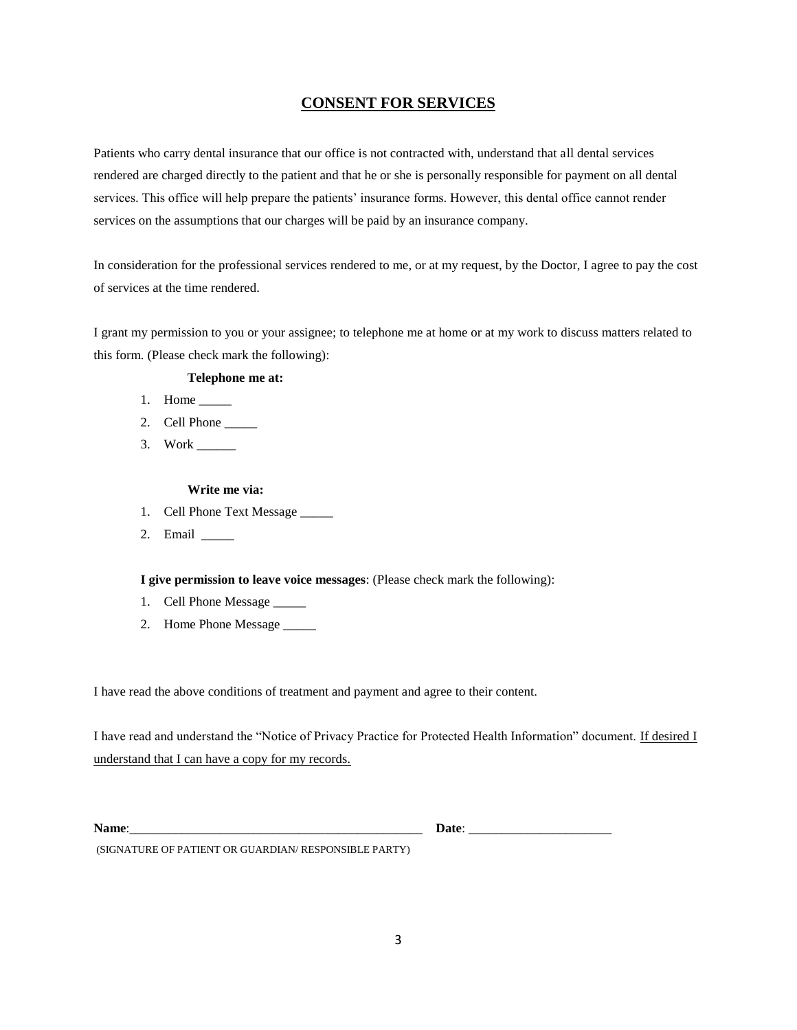## CONSENT FOR SERVICES

Patients who carry dental insurance that our office is not contracted with, understand that all dental services rendered are charged directly to the patient and that he or she is personally responsible for payment on all dental services. This office will help prepare the patients' insurance forms. However, this dental office cannot render services on the assumptions that our charges will be paid by an insurance company.

In consideration for the professional services rendered to me, or at my request, by the Doctor, I agree to pay the cost of services at the time rendered.

I grant my permission to you or your assignee; to telephone me at home or at my work to discuss matters related to this form. (Please check mark the following):

**Telephone me at:**

1. Home _____
2. Cell Phone _____
3. Work ______

**Write me via:**

1. Cell Phone Text Message _____
2. Email _____

**I give permission to leave voice messages**: (Please check mark the following):

1. Cell Phone Message _____
2. Home Phone Message _____

I have read the above conditions of treatment and payment and agree to their content.

I have read and understand the "Notice of Privacy Practice for Protected Health Information" document. <u>If desired I understand that I can have a copy for my records.</u>

**Name**:_______________________________________________ **Date**: ______________________

(SIGNATURE OF PATIENT OR GUARDIAN/ RESPONSIBLE PARTY)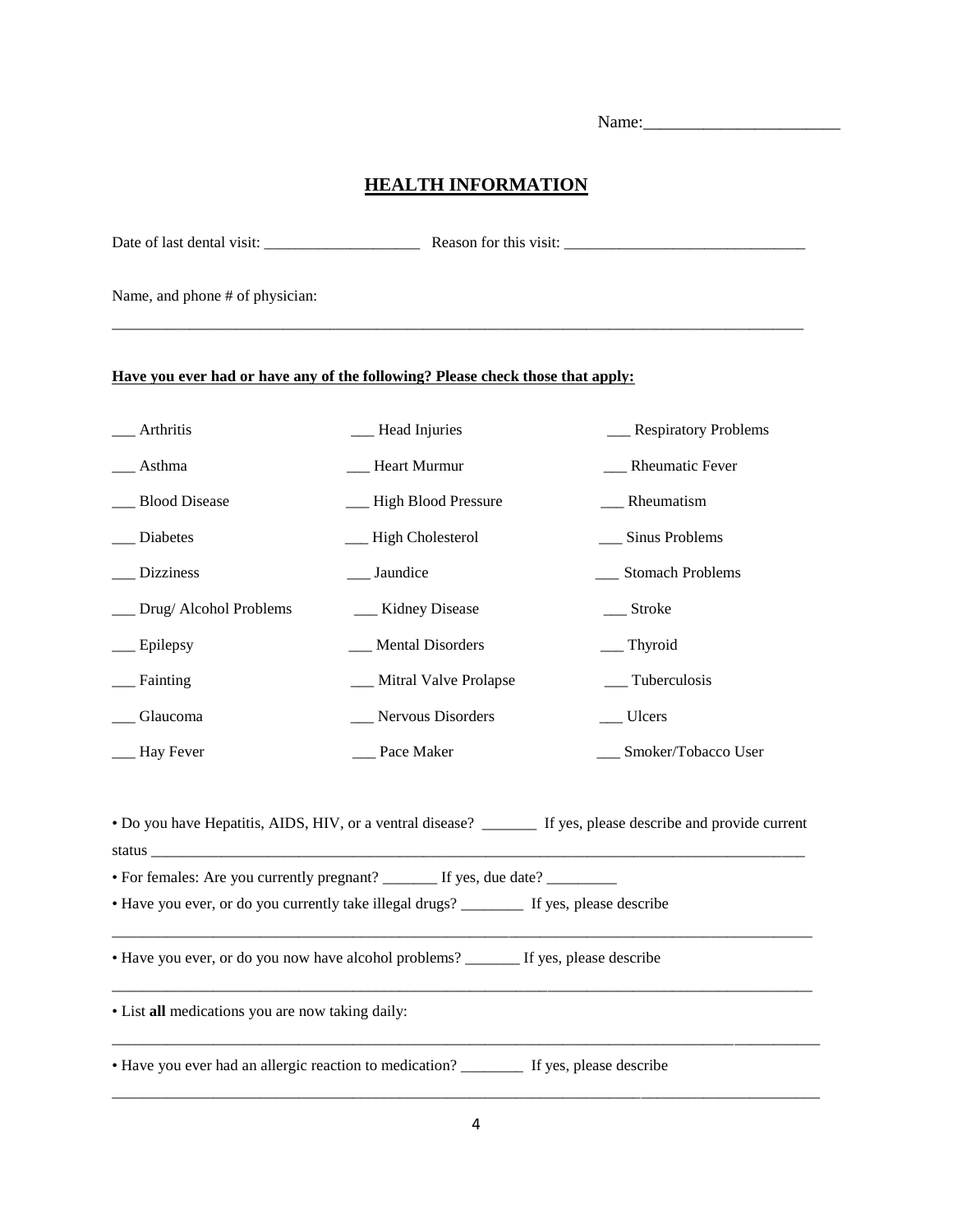Name:_______________________

## HEALTH INFORMATION

Date of last dental visit: ____________________ Reason for this visit: _______________________________

Name, and phone # of physician:

_____________________________________________________________________________________________

**Have you ever had or have any of the following? Please check those that apply:**

| | | |
|---|---|---|
| ___ Arthritis | ___ Head Injuries | ___ Respiratory Problems |
| ___ Asthma | ___ Heart Murmur | ___ Rheumatic Fever |
| ___ Blood Disease | ___ High Blood Pressure | ___ Rheumatism |
| ___ Diabetes | ___ High Cholesterol | ___ Sinus Problems |
| ___ Dizziness | ___ Jaundice | ___ Stomach Problems |
| ___ Drug/ Alcohol Problems | ___ Kidney Disease | ___ Stroke |
| ___ Epilepsy | ___ Mental Disorders | ___ Thyroid |
| ___ Fainting | ___ Mitral Valve Prolapse | ___ Tuberculosis |
| ___ Glaucoma | ___ Nervous Disorders | ___ Ulcers |
| ___ Hay Fever | ___ Pace Maker | ___ Smoker/Tobacco User |

- Do you have Hepatitis, AIDS, HIV, or a ventral disease? _______ If yes, please describe and provide current status _____________________________________________________________________________________
- For females: Are you currently pregnant? _______ If yes, due date? _________
- Have you ever, or do you currently take illegal drugs? ________ If yes, please describe

_____________________________________________________________________________________________

- Have you ever, or do you now have alcohol problems? _______ If yes, please describe

_____________________________________________________________________________________________

- List **all** medications you are now taking daily:

_____________________________________________________________________________________________

- Have you ever had an allergic reaction to medication? ________ If yes, please describe

_____________________________________________________________________________________________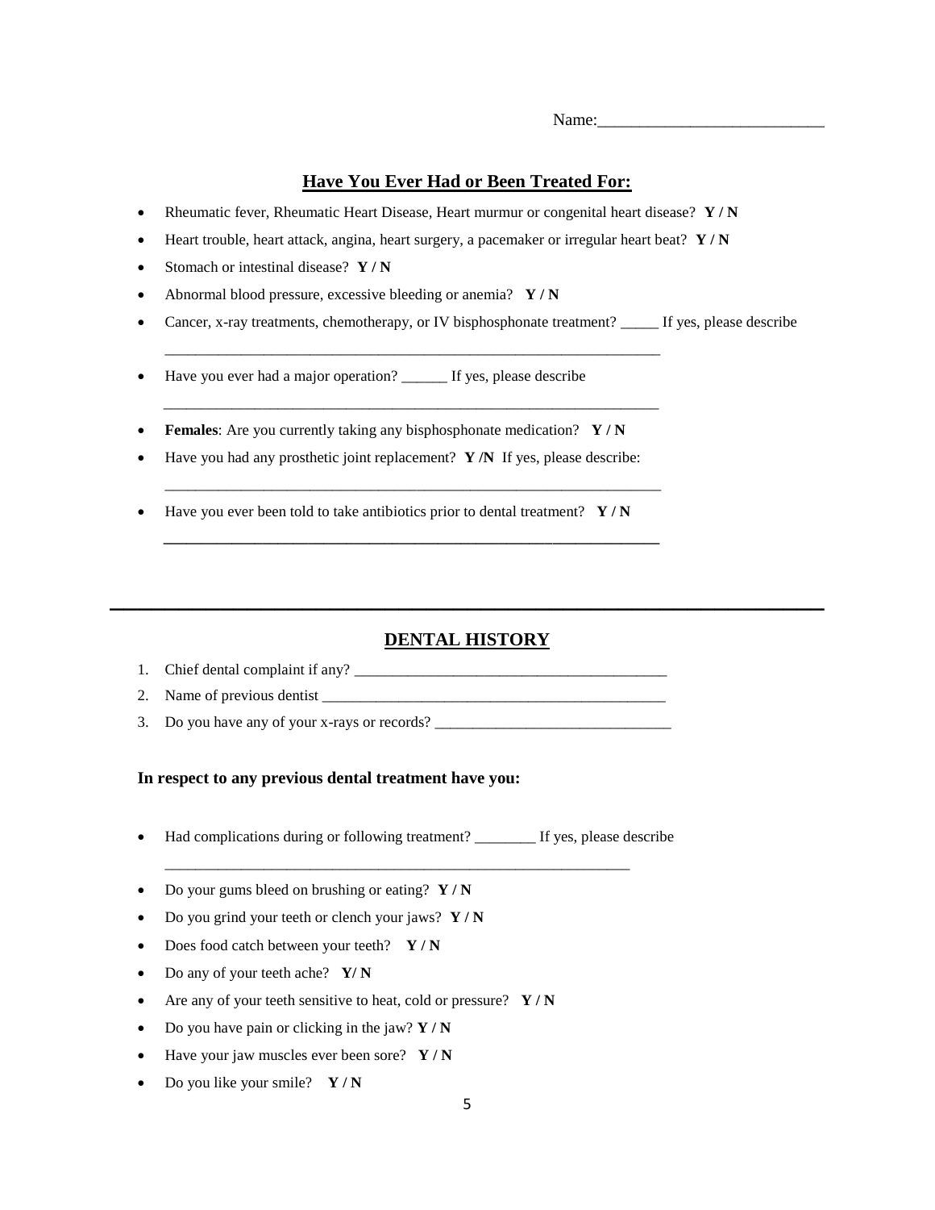Name:___________________________

## Have You Ever Had or Been Treated For:

- Rheumatic fever, Rheumatic Heart Disease, Heart murmur or congenital heart disease? **Y / N**
- Heart trouble, heart attack, angina, heart surgery, a pacemaker or irregular heart beat? **Y / N**
- Stomach or intestinal disease? **Y / N**
- Abnormal blood pressure, excessive bleeding or anemia? **Y / N**
- Cancer, x-ray treatments, chemotherapy, or IV bisphosphonate treatment? _____ If yes, please describe
  _________________________________________________________________
- Have you ever had a major operation? ______ If yes, please describe
  _________________________________________________________________
- **Females**: Are you currently taking any bisphosphonate medication? **Y / N**
- Have you had any prosthetic joint replacement? **Y /N** If yes, please describe:
  _________________________________________________________________
- Have you ever been told to take antibiotics prior to dental treatment? **Y / N**
  _________________________________________________________________

---

## DENTAL HISTORY

1. Chief dental complaint if any? _________________________________________
2. Name of previous dentist _______________________________________________
3. Do you have any of your x-rays or records? _______________________________

**In respect to any previous dental treatment have you:**

- Had complications during or following treatment? ________ If yes, please describe
  ______________________________________________________________
- Do your gums bleed on brushing or eating? **Y / N**
- Do you grind your teeth or clench your jaws? **Y / N**
- Does food catch between your teeth? **Y / N**
- Do any of your teeth ache? **Y/ N**
- Are any of your teeth sensitive to heat, cold or pressure? **Y / N**
- Do you have pain or clicking in the jaw? **Y / N**
- Have your jaw muscles ever been sore? **Y / N**
- Do you like your smile? **Y / N**